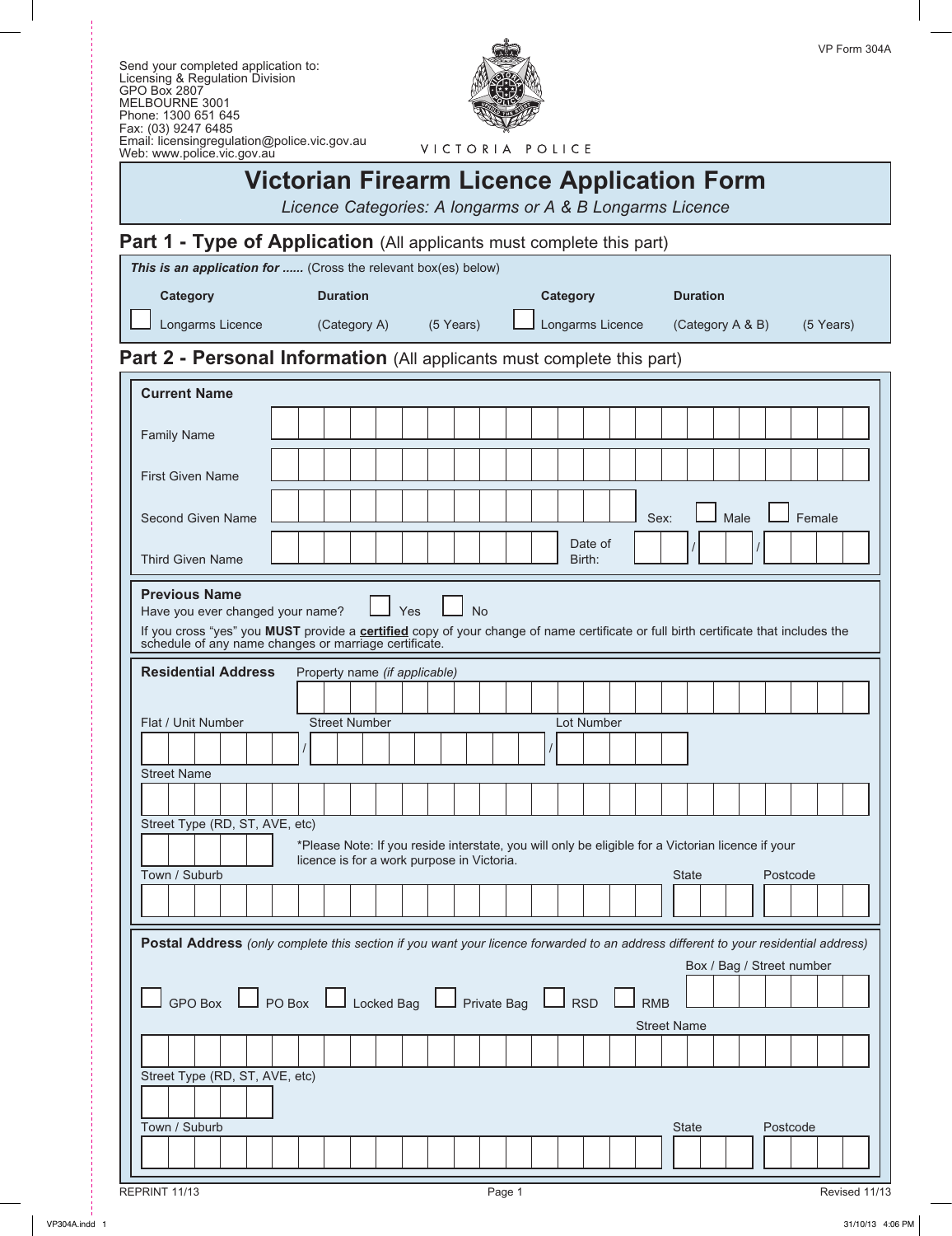VP Form 304A

Send your completed application to:
Licensing & Regulation Division
GPO Box 2807
MELBOURNE 3001
Phone: 1300 651 645
Fax: (03) 9247 6485
Email: licensingregulation@police.vic.gov.au
Web: www.police.vic.gov.au

VICTORIA POLICE

# Victorian Firearm Licence Application Form

*Licence Categories: A longarms or A & B Longarms Licence*

## Part 1 - Type of Application (All applicants must complete this part)

***This is an application for ......*** (Cross the relevant box(es) below)

| Category | Duration | | Category | Duration | |
|---|---|---|---|---|---|
| ☐ Longarms Licence | (Category A) | (5 Years) | ☐ Longarms Licence | (Category A & B) | (5 Years) |

## Part 2 - Personal Information (All applicants must complete this part)

**Current Name**

Family Name

First Given Name

Second Given Name

Sex: ☐ Male ☐ Female

Third Given Name

Date of Birth: / /

**Previous Name**

Have you ever changed your name? ☐ Yes ☐ No

If you cross "yes" you **MUST** provide a **certified** copy of your change of name certificate or full birth certificate that includes the schedule of any name changes or marriage certificate.

**Residential Address**

Property name *(if applicable)*

Flat / Unit Number / Street Number / Lot Number

Street Name

Street Type (RD, ST, AVE, etc)

*Please Note: If you reside interstate, you will only be eligible for a Victorian licence if your licence is for a work purpose in Victoria.

Town / Suburb

State

Postcode

**Postal Address** *(only complete this section if you want your licence forwarded to an address different to your residential address)*

☐ GPO Box ☐ PO Box ☐ Locked Bag ☐ Private Bag ☐ RSD ☐ RMB

Box / Bag / Street number

Street Name

Street Type (RD, ST, AVE, etc)

Town / Suburb

State

Postcode

REPRINT 11/13

Revised 11/13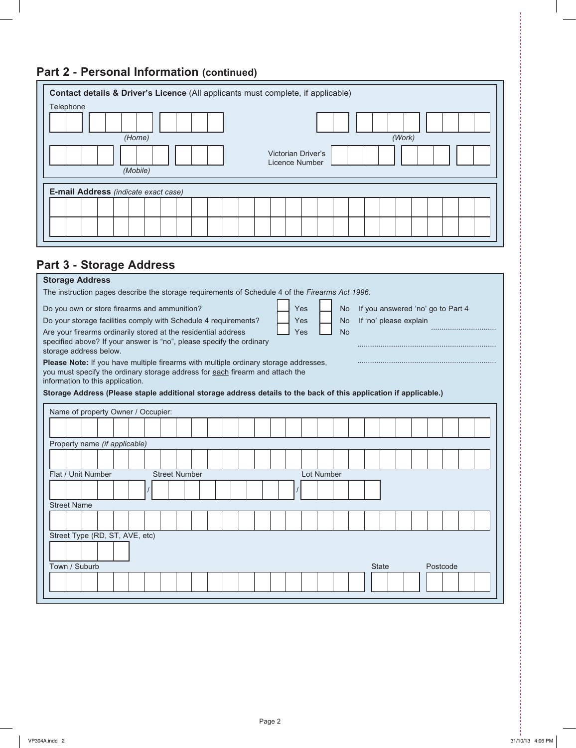## Part 2 - Personal Information (continued)

**Contact details & Driver's Licence** (All applicants must complete, if applicable)

Telephone

*(Home)*

*(Work)*

*(Mobile)*

Victorian Driver's Licence Number

**E-mail Address** *(indicate exact case)*

## Part 3 - Storage Address

**Storage Address**

The instruction pages describe the storage requirements of Schedule 4 of the *Firearms Act 1996*.

Do you own or store firearms and ammunition? ☐ Yes ☐ No If you answered 'no' go to Part 4

Do your storage facilities comply with Schedule 4 requirements? ☐ Yes ☐ No If 'no' please explain ..............................

Are your firearms ordinarily stored at the residential address specified above? If your answer is "no", please specify the ordinary storage address below. ☐ Yes ☐ No

................................................................

................................................................

**Please Note:** If you have multiple firearms with multiple ordinary storage addresses, you must specify the ordinary storage address for <u>each</u> firearm and attach the information to this application.

**Storage Address (Please staple additional storage address details to the back of this application if applicable.)**

Name of property Owner / Occupier:

Property name *(if applicable)*

Flat / Unit Number / Street Number / Lot Number

Street Name

Street Type (RD, ST, AVE, etc)

Town / Suburb

State

Postcode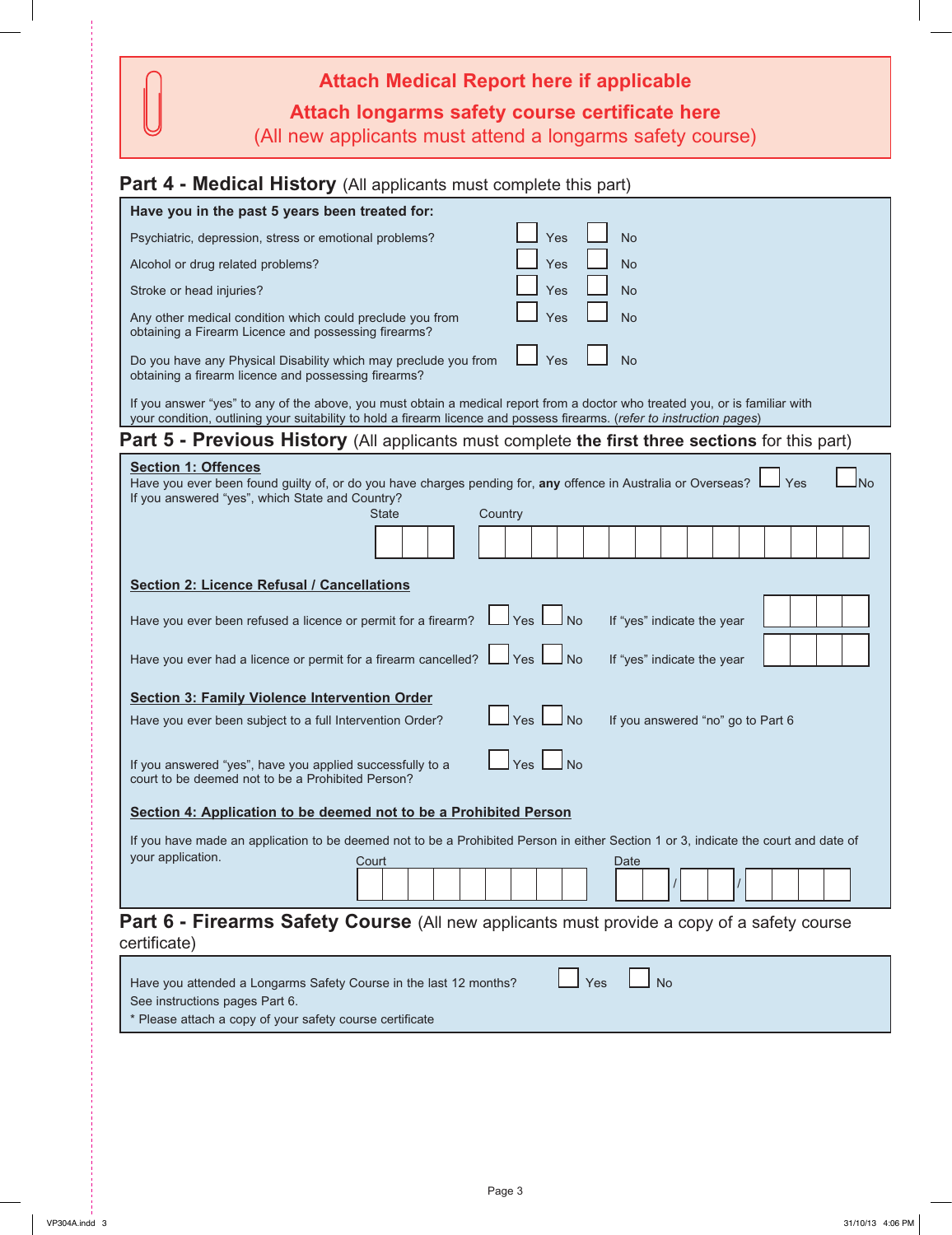**Attach Medical Report here if applicable**

**Attach longarms safety course certificate here**

(All new applicants must attend a longarms safety course)

## Part 4 - Medical History (All applicants must complete this part)

**Have you in the past 5 years been treated for:**

| | | |
|---|---|---|
| Psychiatric, depression, stress or emotional problems? | ☐ Yes | ☐ No |
| Alcohol or drug related problems? | ☐ Yes | ☐ No |
| Stroke or head injuries? | ☐ Yes | ☐ No |
| Any other medical condition which could preclude you from obtaining a Firearm Licence and possessing firearms? | ☐ Yes | ☐ No |
| Do you have any Physical Disability which may preclude you from obtaining a firearm licence and possessing firearms? | ☐ Yes | ☐ No |

If you answer "yes" to any of the above, you must obtain a medical report from a doctor who treated you, or is familiar with your condition, outlining your suitability to hold a firearm licence and possess firearms. (*refer to instruction pages*)

## Part 5 - Previous History (All applicants must complete **the first three sections** for this part)

**Section 1: Offences**

Have you ever been found guilty of, or do you have charges pending for, **any** offence in Australia or Overseas? ☐ Yes ☐ No

If you answered "yes", which State and Country?

State: ______ Country: ______

**Section 2: Licence Refusal / Cancellations**

Have you ever been refused a licence or permit for a firearm? ☐ Yes ☐ No If "yes" indicate the year ______

Have you ever had a licence or permit for a firearm cancelled? ☐ Yes ☐ No If "yes" indicate the year ______

**Section 3: Family Violence Intervention Order**

Have you ever been subject to a full Intervention Order? ☐ Yes ☐ No If you answered "no" go to Part 6

If you answered "yes", have you applied successfully to a court to be deemed not to be a Prohibited Person? ☐ Yes ☐ No

**Section 4: Application to be deemed not to be a Prohibited Person**

If you have made an application to be deemed not to be a Prohibited Person in either Section 1 or 3, indicate the court and date of your application.

Court: ______ Date: ____ / ____ / ______

## Part 6 - Firearms Safety Course (All new applicants must provide a copy of a safety course certificate)

Have you attended a Longarms Safety Course in the last 12 months? ☐ Yes ☐ No

See instructions pages Part 6.

* Please attach a copy of your safety course certificate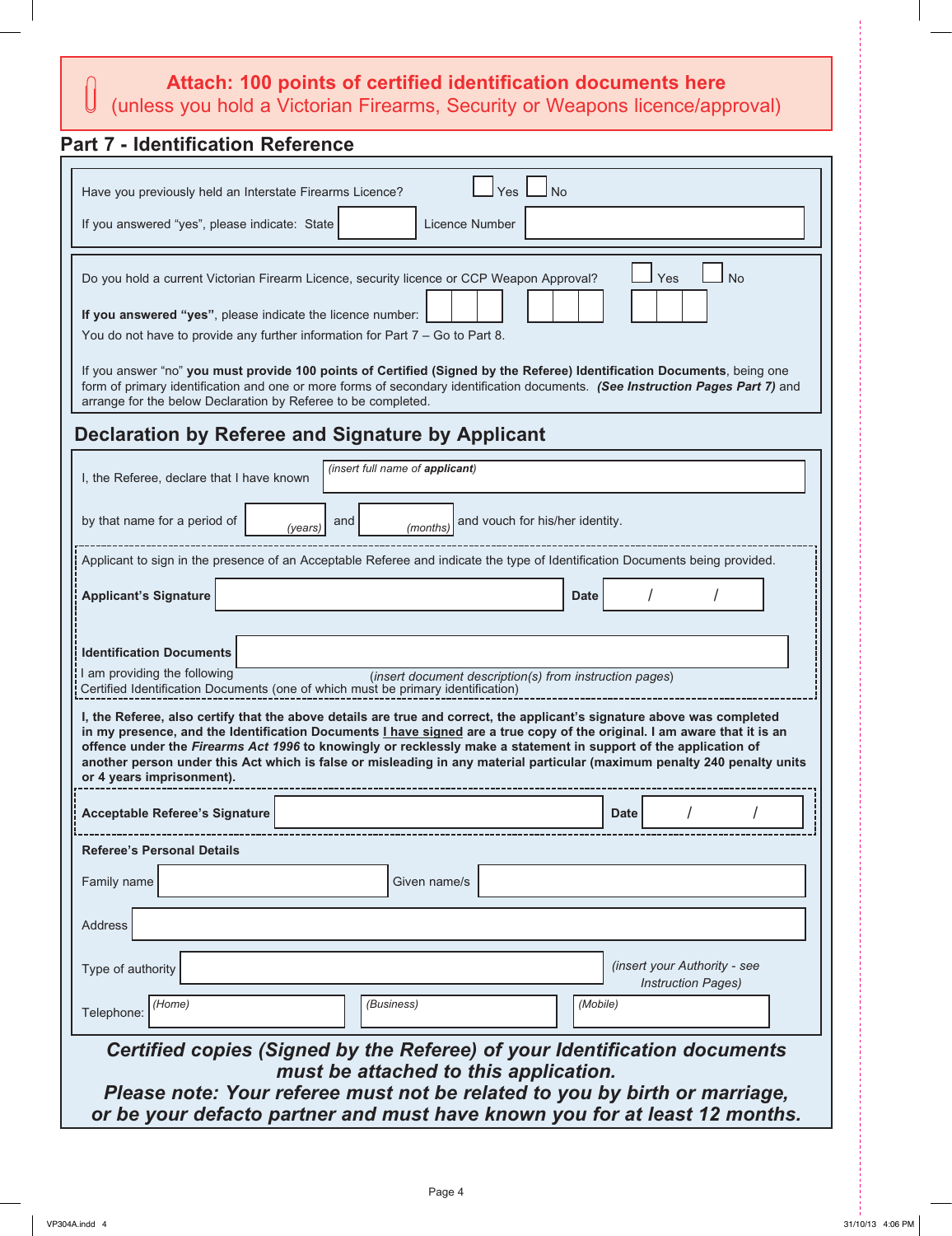**Attach: 100 points of certified identification documents here**
(unless you hold a Victorian Firearms, Security or Weapons licence/approval)

## Part 7 - Identification Reference

Have you previously held an Interstate Firearms Licence? ☐ Yes ☐ No

If you answered "yes", please indicate: State ______ Licence Number ______

Do you hold a current Victorian Firearm Licence, security licence or CCP Weapon Approval? ☐ Yes ☐ No

**If you answered "yes"**, please indicate the licence number: ☐☐☐ ☐☐☐ ☐☐☐

You do not have to provide any further information for Part 7 – Go to Part 8.

If you answer "no" **you must provide 100 points of Certified (Signed by the Referee) Identification Documents**, being one form of primary identification and one or more forms of secondary identification documents. ***(See Instruction Pages Part 7)*** and arrange for the below Declaration by Referee to be completed.

## Declaration by Referee and Signature by Applicant

I, the Referee, declare that I have known ______ *(insert full name of **applicant**)*

by that name for a period of ______ *(years)* and ______ *(months)* and vouch for his/her identity.

Applicant to sign in the presence of an Acceptable Referee and indicate the type of Identification Documents being provided.

**Applicant's Signature** ______ **Date** / /

**Identification Documents** ______

I am providing the following Certified Identification Documents (one of which must be primary identification) (*insert document description(s) from instruction pages*)

**I, the Referee, also certify that the above details are true and correct, the applicant's signature above was completed in my presence, and the Identification Documents <u>I have signed</u> are a true copy of the original. I am aware that it is an offence under the *Firearms Act 1996* to knowingly or recklessly make a statement in support of the application of another person under this Act which is false or misleading in any material particular (maximum penalty 240 penalty units or 4 years imprisonment).**

**Acceptable Referee's Signature** ______ **Date** / /

**Referee's Personal Details**

Family name ______ Given name/s ______

Address ______

Type of authority ______ *(insert your Authority - see Instruction Pages)*

Telephone: *(Home)* ______ *(Business)* ______ *(Mobile)* ______

***Certified copies (Signed by the Referee) of your Identification documents must be attached to this application.***
***Please note: Your referee must not be related to you by birth or marriage, or be your defacto partner and must have known you for at least 12 months.***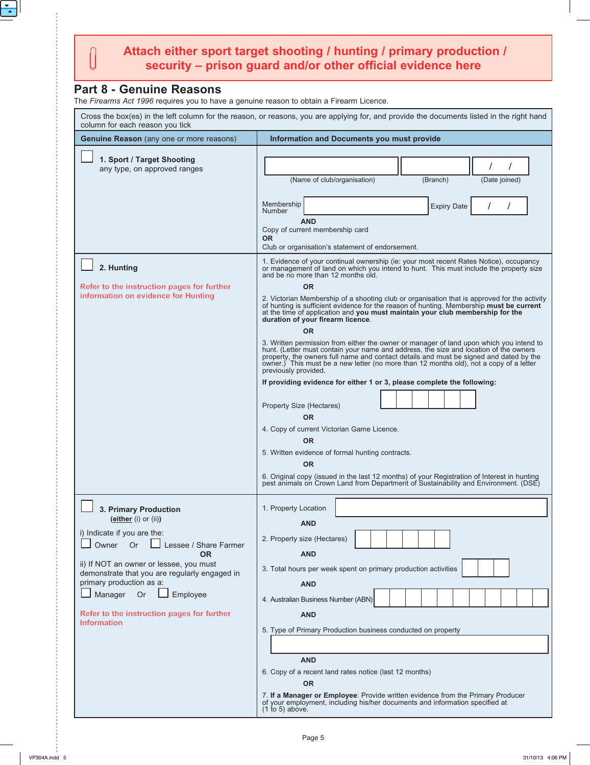**Attach either sport target shooting / hunting / primary production / security – prison guard and/or other official evidence here**

## Part 8 - Genuine Reasons

The *Firearms Act 1996* requires you to have a genuine reason to obtain a Firearm Licence.

Cross the box(es) in the left column for the reason, or reasons, you are applying for, and provide the documents listed in the right hand column for each reason you tick

| **Genuine Reason** (any one or more reasons) | **Information and Documents you must provide** |
|---|---|
| ☐ **1. Sport / Target Shooting** any type, on approved ranges | (Name of club/organisation) (Branch) (Date joined) / / <br> Membership Number Expiry Date / / <br> **AND** <br> Copy of current membership card <br> **OR** <br> Club or organisation's statement of endorsement. |
| ☐ **2. Hunting** <br> Refer to the instruction pages for further information on evidence for Hunting | 1. Evidence of your continual ownership (ie: your most recent Rates Notice), occupancy or management of land on which you intend to hunt. This must include the property size and be no more than 12 months old. <br> **OR** <br> 2. Victorian Membership of a shooting club or organisation that is approved for the activity of hunting is sufficient evidence for the reason of hunting. Membership **must be current** at the time of application and **you must maintain your club membership for the duration of your firearm licence**. <br> **OR** <br> 3. Written permission from either the owner or manager of land upon which you intend to hunt. (Letter must contain your name and address, the size and location of the owners property, the owners full name and contact details and must be signed and dated by the owner.) This must be a new letter (no more than 12 months old), not a copy of a letter previously provided. <br> **If providing evidence for either 1 or 3, please complete the following:** <br> Property Size (Hectares) <br> **OR** <br> 4. Copy of current Victorian Game Licence. <br> **OR** <br> 5. Written evidence of formal hunting contracts. <br> **OR** <br> 6. Original copy (issued in the last 12 months) of your Registration of Interest in hunting pest animals on Crown Land from Department of Sustainability and Environment. (DSE) |
| ☐ **3. Primary Production** (**<u>either</u>** (i) or (ii)) <br> i) Indicate if you are the: <br> ☐ Owner Or ☐ Lessee / Share Farmer <br> **OR** <br> ii) If NOT an owner or lessee, you must demonstrate that you are regularly engaged in primary production as a: <br> ☐ Manager Or ☐ Employee <br> Refer to the instruction pages for further Information | 1. Property Location <br> **AND** <br> 2. Property size (Hectares) <br> **AND** <br> 3. Total hours per week spent on primary production activities <br> **AND** <br> 4. Australian Business Number (ABN) <br> **AND** <br> 5. Type of Primary Production business conducted on property <br> **AND** <br> 6. Copy of a recent land rates notice (last 12 months) <br> **OR** <br> 7. **If a Manager or Employee**: Provide written evidence from the Primary Producer of your employment, including his/her documents and information specified at (1 to 5) above. |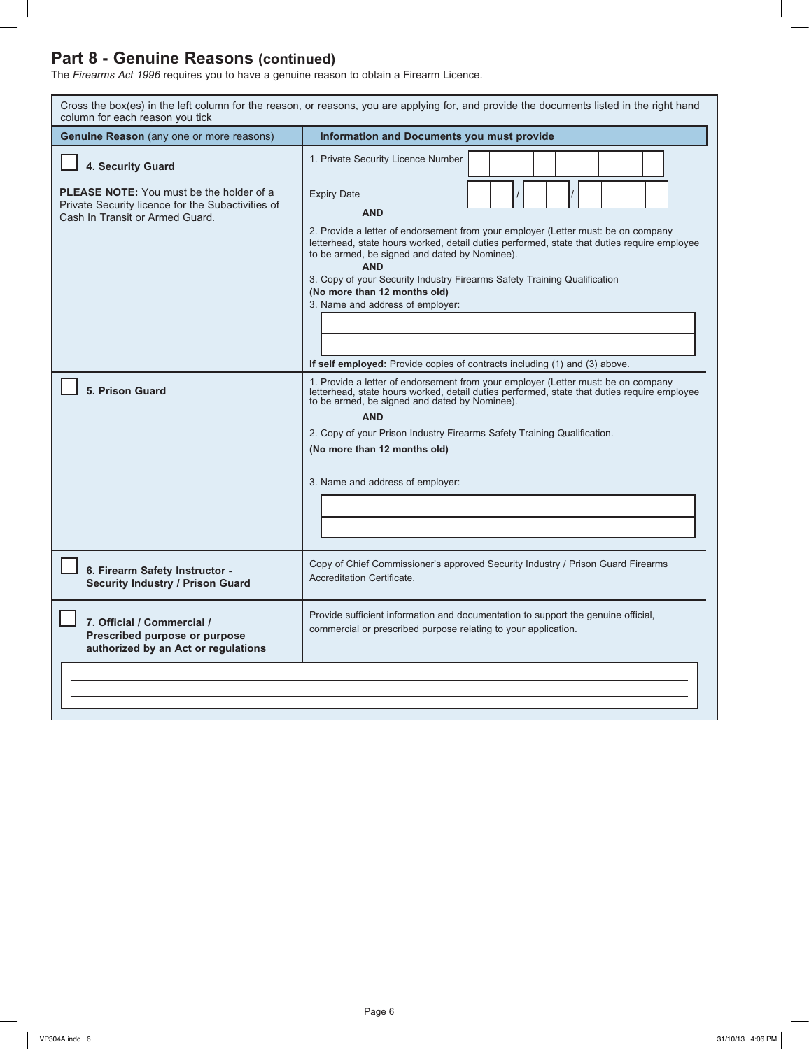## Part 8 - Genuine Reasons (continued)

The *Firearms Act 1996* requires you to have a genuine reason to obtain a Firearm Licence.

Cross the box(es) in the left column for the reason, or reasons, you are applying for, and provide the documents listed in the right hand column for each reason you tick

| **Genuine Reason** (any one or more reasons) | **Information and Documents you must provide** |
|---|---|
| ☐ **4. Security Guard**<br><br>**PLEASE NOTE:** You must be the holder of a Private Security licence for the Subactivities of Cash In Transit or Armed Guard. | 1. Private Security Licence Number ☐☐☐☐☐☐☐☐☐<br><br>Expiry Date ☐☐ / ☐☐ / ☐☐☐☐<br><br>**AND**<br><br>2. Provide a letter of endorsement from your employer (Letter must: be on company letterhead, state hours worked, detail duties performed, state that duties require employee to be armed, be signed and dated by Nominee).<br><br>**AND**<br><br>3. Copy of your Security Industry Firearms Safety Training Qualification<br>**(No more than 12 months old)**<br><br>3. Name and address of employer:<br><br>____________________<br>____________________<br><br>**If self employed:** Provide copies of contracts including (1) and (3) above. |
| ☐ **5. Prison Guard** | 1. Provide a letter of endorsement from your employer (Letter must: be on company letterhead, state hours worked, detail duties performed, state that duties require employee to be armed, be signed and dated by Nominee).<br><br>**AND**<br><br>2. Copy of your Prison Industry Firearms Safety Training Qualification.<br><br>**(No more than 12 months old)**<br><br>3. Name and address of employer:<br><br>____________________<br>____________________ |
| ☐ **6. Firearm Safety Instructor - Security Industry / Prison Guard** | Copy of Chief Commissioner's approved Security Industry / Prison Guard Firearms Accreditation Certificate. |
| ☐ **7. Official / Commercial / Prescribed purpose or purpose authorized by an Act or regulations** | Provide sufficient information and documentation to support the genuine official, commercial or prescribed purpose relating to your application. |

____________________________________________________________

____________________________________________________________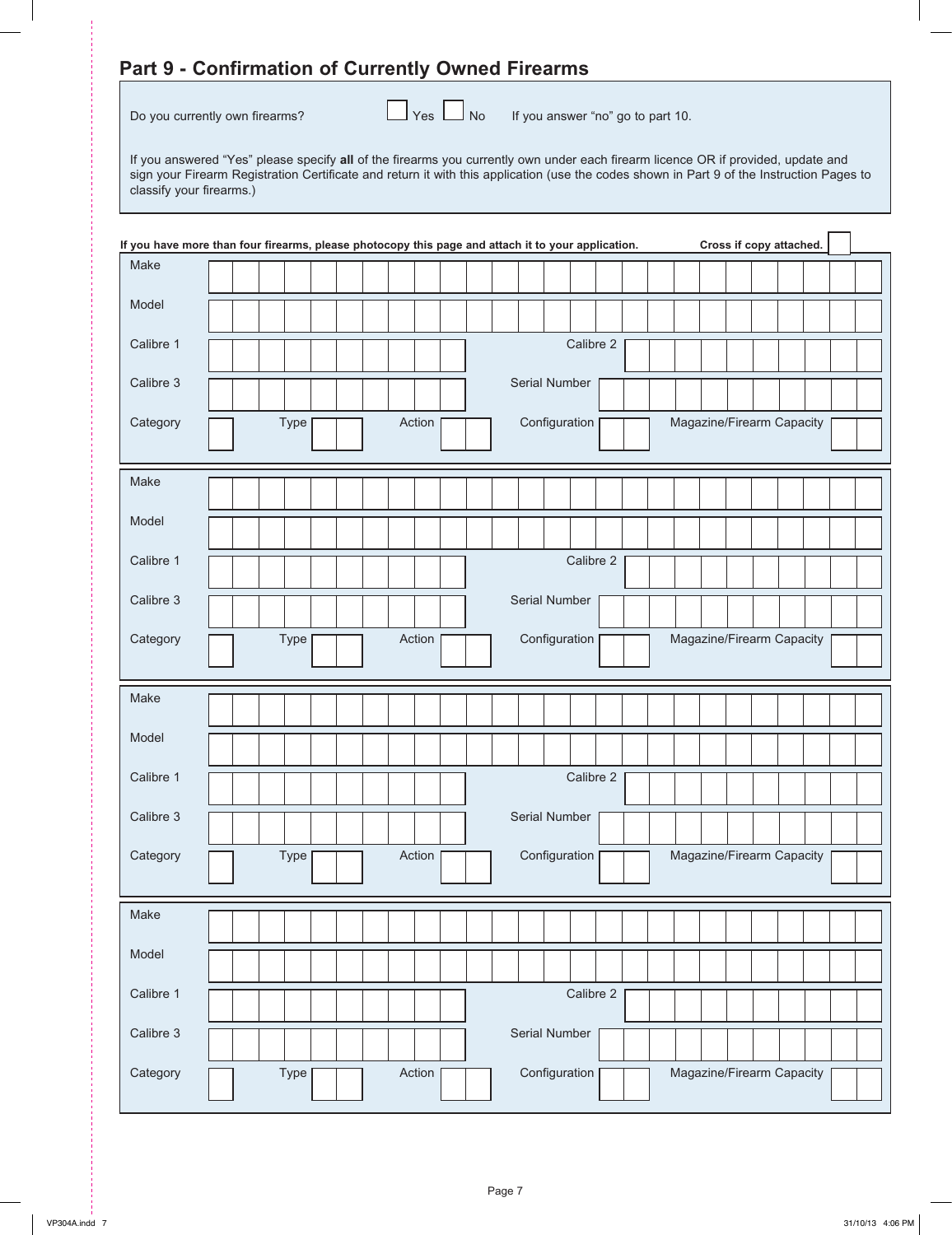## Part 9 - Confirmation of Currently Owned Firearms

Do you currently own firearms? ☐ Yes ☐ No If you answer "no" go to part 10.

If you answered "Yes" please specify **all** of the firearms you currently own under each firearm licence OR if provided, update and sign your Firearm Registration Certificate and return it with this application (use the codes shown in Part 9 of the Instruction Pages to classify your firearms.)

**If you have more than four firearms, please photocopy this page and attach it to your application.** **Cross if copy attached.** ☐

| | | | | | | | | | |
|---|---|---|---|---|---|---|---|---|---|
| Make | | | | | | | | | |
| Model | | | | | | | | | |
| Calibre 1 | | | | | | Calibre 2 | | | |
| Calibre 3 | | | | | | Serial Number | | | |
| Category | | Type | | Action | | Configuration | | Magazine/Firearm Capacity | |

| | | | | | | | | | |
|---|---|---|---|---|---|---|---|---|---|
| Make | | | | | | | | | |
| Model | | | | | | | | | |
| Calibre 1 | | | | | | Calibre 2 | | | |
| Calibre 3 | | | | | | Serial Number | | | |
| Category | | Type | | Action | | Configuration | | Magazine/Firearm Capacity | |

| | | | | | | | | | |
|---|---|---|---|---|---|---|---|---|---|
| Make | | | | | | | | | |
| Model | | | | | | | | | |
| Calibre 1 | | | | | | Calibre 2 | | | |
| Calibre 3 | | | | | | Serial Number | | | |
| Category | | Type | | Action | | Configuration | | Magazine/Firearm Capacity | |

| | | | | | | | | | |
|---|---|---|---|---|---|---|---|---|---|
| Make | | | | | | | | | |
| Model | | | | | | | | | |
| Calibre 1 | | | | | | Calibre 2 | | | |
| Calibre 3 | | | | | | Serial Number | | | |
| Category | | Type | | Action | | Configuration | | Magazine/Firearm Capacity | |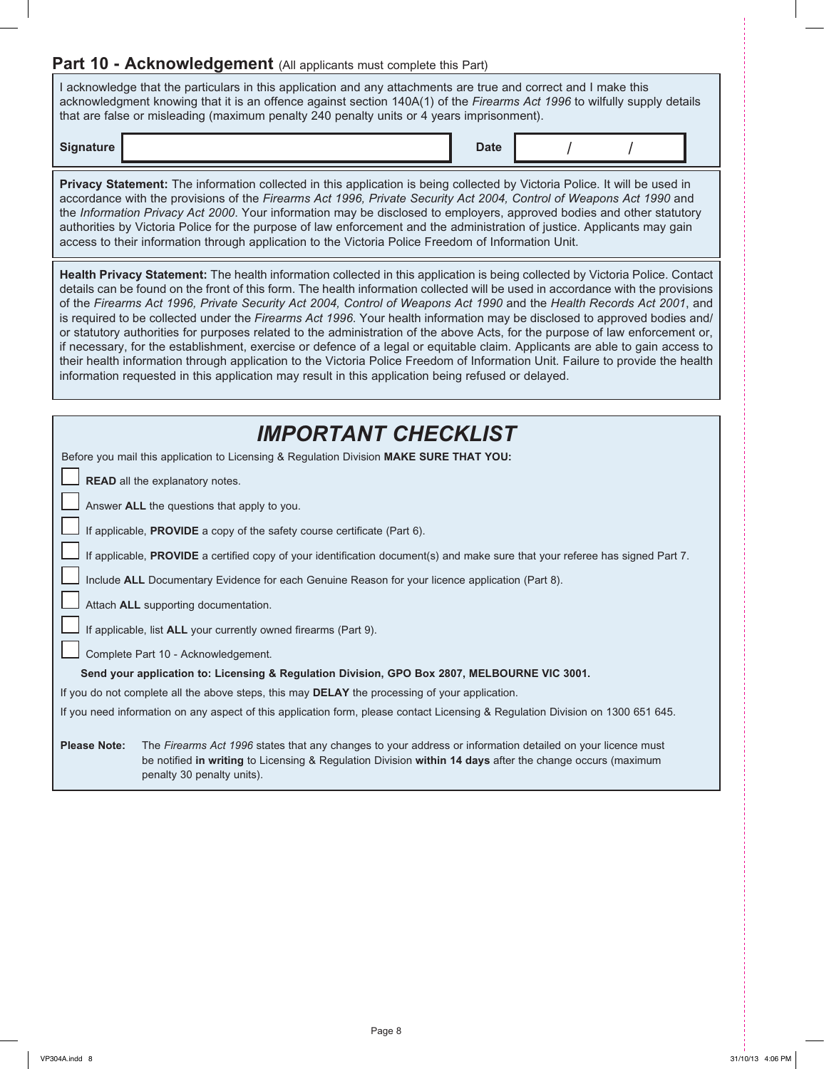## Part 10 - Acknowledgement (All applicants must complete this Part)

I acknowledge that the particulars in this application and any attachments are true and correct and I make this acknowledgment knowing that it is an offence against section 140A(1) of the *Firearms Act 1996* to wilfully supply details that are false or misleading (maximum penalty 240 penalty units or 4 years imprisonment).

| Signature | | Date | / / |
|---|---|---|---|

**Privacy Statement:** The information collected in this application is being collected by Victoria Police. It will be used in accordance with the provisions of the *Firearms Act 1996, Private Security Act 2004, Control of Weapons Act 1990* and the *Information Privacy Act 2000*. Your information may be disclosed to employers, approved bodies and other statutory authorities by Victoria Police for the purpose of law enforcement and the administration of justice. Applicants may gain access to their information through application to the Victoria Police Freedom of Information Unit.

**Health Privacy Statement:** The health information collected in this application is being collected by Victoria Police. Contact details can be found on the front of this form. The health information collected will be used in accordance with the provisions of the *Firearms Act 1996, Private Security Act 2004, Control of Weapons Act 1990* and the *Health Records Act 2001*, and is required to be collected under the *Firearms Act 1996*. Your health information may be disclosed to approved bodies and/or statutory authorities for purposes related to the administration of the above Acts, for the purpose of law enforcement or, if necessary, for the establishment, exercise or defence of a legal or equitable claim. Applicants are able to gain access to their health information through application to the Victoria Police Freedom of Information Unit. Failure to provide the health information requested in this application may result in this application being refused or delayed.

# *IMPORTANT CHECKLIST*

Before you mail this application to Licensing & Regulation Division **MAKE SURE THAT YOU:**

- ☐ **READ** all the explanatory notes.
- ☐ Answer **ALL** the questions that apply to you.
- ☐ If applicable, **PROVIDE** a copy of the safety course certificate (Part 6).
- ☐ If applicable, **PROVIDE** a certified copy of your identification document(s) and make sure that your referee has signed Part 7.
- ☐ Include **ALL** Documentary Evidence for each Genuine Reason for your licence application (Part 8).
- ☐ Attach **ALL** supporting documentation.
- ☐ If applicable, list **ALL** your currently owned firearms (Part 9).
- ☐ Complete Part 10 - Acknowledgement.

**Send your application to: Licensing & Regulation Division, GPO Box 2807, MELBOURNE VIC 3001.**

If you do not complete all the above steps, this may **DELAY** the processing of your application.

If you need information on any aspect of this application form, please contact Licensing & Regulation Division on 1300 651 645.

**Please Note:** The *Firearms Act 1996* states that any changes to your address or information detailed on your licence must be notified **in writing** to Licensing & Regulation Division **within 14 days** after the change occurs (maximum penalty 30 penalty units).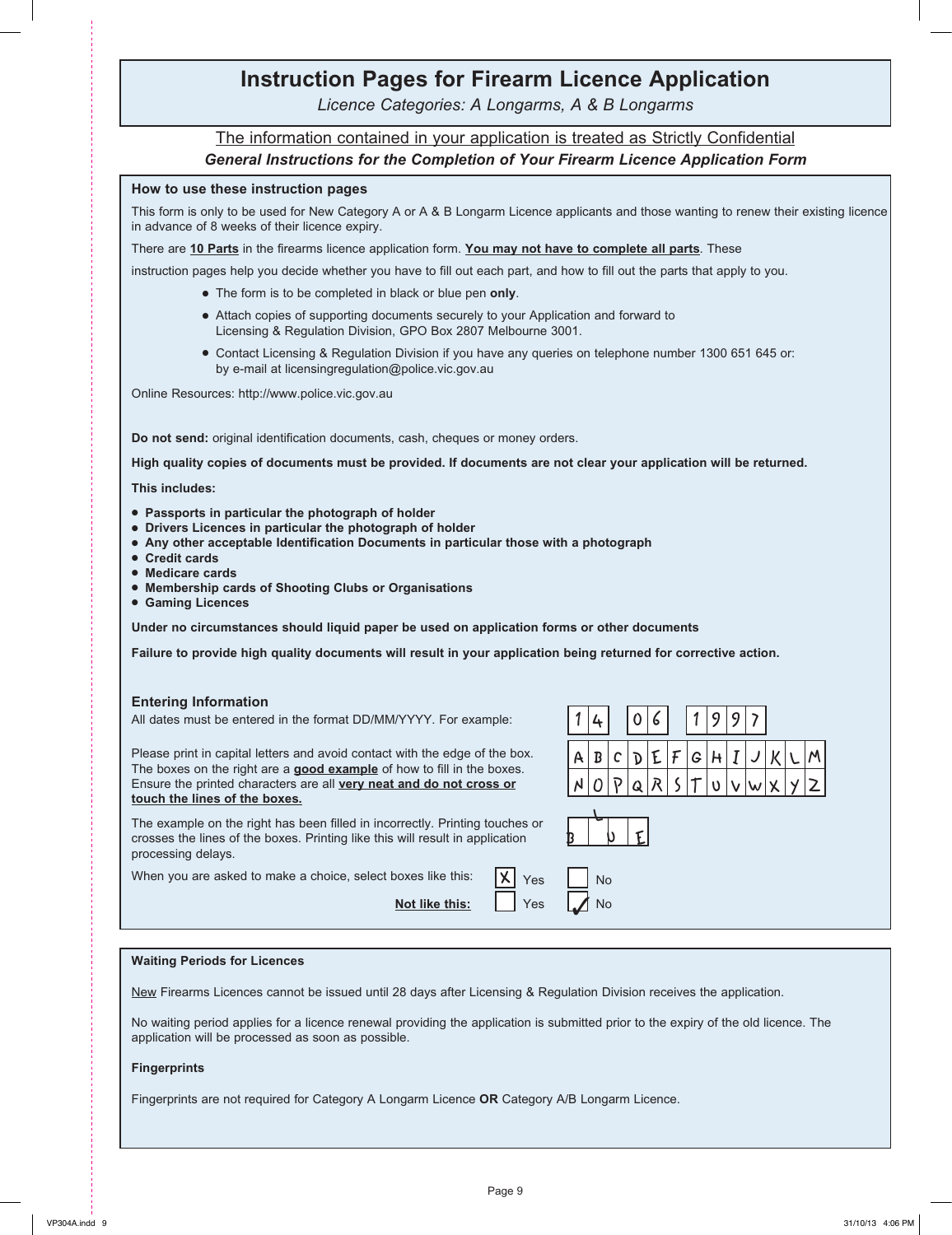# Instruction Pages for Firearm Licence Application

*Licence Categories: A Longarms, A & B Longarms*

The information contained in your application is treated as Strictly Confidential

***General Instructions for the Completion of Your Firearm Licence Application Form***

### How to use these instruction pages

This form is only to be used for New Category A or A & B Longarm Licence applicants and those wanting to renew their existing licence in advance of 8 weeks of their licence expiry.

There are **10 Parts** in the firearms licence application form. **You may not have to complete all parts**. These instruction pages help you decide whether you have to fill out each part, and how to fill out the parts that apply to you.

- The form is to be completed in black or blue pen **only**.
- Attach copies of supporting documents securely to your Application and forward to Licensing & Regulation Division, GPO Box 2807 Melbourne 3001.
- Contact Licensing & Regulation Division if you have any queries on telephone number 1300 651 645 or: by e-mail at licensingregulation@police.vic.gov.au

Online Resources: http://www.police.vic.gov.au

**Do not send:** original identification documents, cash, cheques or money orders.

**High quality copies of documents must be provided. If documents are not clear your application will be returned.**

**This includes:**

- **Passports in particular the photograph of holder**
- **Drivers Licences in particular the photograph of holder**
- **Any other acceptable Identification Documents in particular those with a photograph**
- **Credit cards**
- **Medicare cards**
- **Membership cards of Shooting Clubs or Organisations**
- **Gaming Licences**

**Under no circumstances should liquid paper be used on application forms or other documents**

**Failure to provide high quality documents will result in your application being returned for corrective action.**

### Entering Information

All dates must be entered in the format DD/MM/YYYY. For example: 14 06 1997

Please print in capital letters and avoid contact with the edge of the box. The boxes on the right are a **good example** of how to fill in the boxes. Ensure the printed characters are all **very neat and do not cross or touch the lines of the boxes.**

A B C D E F G H I J K L M
N O P Q R S T U V W X Y Z

The example on the right has been filled in incorrectly. Printing touches or crosses the lines of the boxes. Printing like this will result in application processing delays.

B L U E

When you are asked to make a choice, select boxes like this: [X] Yes [ ] No

**Not like this:** [ ] Yes [✓] No

### Waiting Periods for Licences

New Firearms Licences cannot be issued until 28 days after Licensing & Regulation Division receives the application.

No waiting period applies for a licence renewal providing the application is submitted prior to the expiry of the old licence. The application will be processed as soon as possible.

**Fingerprints**

Fingerprints are not required for Category A Longarm Licence **OR** Category A/B Longarm Licence.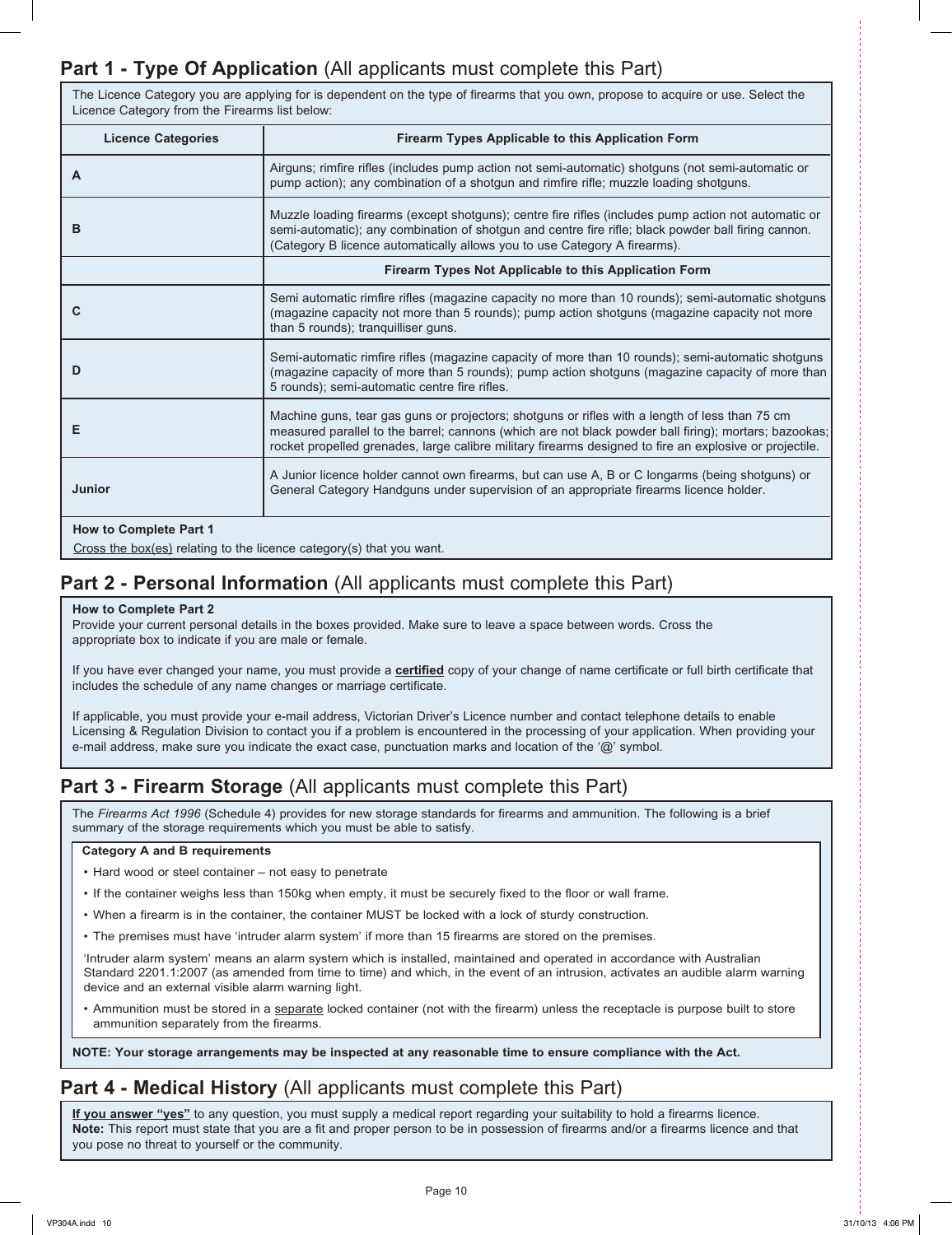## Part 1 - Type Of Application (All applicants must complete this Part)

The Licence Category you are applying for is dependent on the type of firearms that you own, propose to acquire or use. Select the Licence Category from the Firearms list below:

| Licence Categories | Firearm Types Applicable to this Application Form |
|---|---|
| A | Airguns; rimfire rifles (includes pump action not semi-automatic) shotguns (not semi-automatic or pump action); any combination of a shotgun and rimfire rifle; muzzle loading shotguns. |
| B | Muzzle loading firearms (except shotguns); centre fire rifles (includes pump action not automatic or semi-automatic); any combination of shotgun and centre fire rifle; black powder ball firing cannon. (Category B licence automatically allows you to use Category A firearms). |
| | **Firearm Types Not Applicable to this Application Form** |
| C | Semi automatic rimfire rifles (magazine capacity no more than 10 rounds); semi-automatic shotguns (magazine capacity not more than 5 rounds); pump action shotguns (magazine capacity not more than 5 rounds); tranquilliser guns. |
| D | Semi-automatic rimfire rifles (magazine capacity of more than 10 rounds); semi-automatic shotguns (magazine capacity of more than 5 rounds); pump action shotguns (magazine capacity of more than 5 rounds); semi-automatic centre fire rifles. |
| E | Machine guns, tear gas guns or projectors; shotguns or rifles with a length of less than 75 cm measured parallel to the barrel; cannons (which are not black powder ball firing); mortars; bazookas; rocket propelled grenades, large calibre military firearms designed to fire an explosive or projectile. |
| Junior | A Junior licence holder cannot own firearms, but can use A, B or C longarms (being shotguns) or General Category Handguns under supervision of an appropriate firearms licence holder. |

**How to Complete Part 1**

Cross the box(es) relating to the licence category(s) that you want.

## Part 2 - Personal Information (All applicants must complete this Part)

**How to Complete Part 2**

Provide your current personal details in the boxes provided. Make sure to leave a space between words. Cross the appropriate box to indicate if you are male or female.

If you have ever changed your name, you must provide a **certified** copy of your change of name certificate or full birth certificate that includes the schedule of any name changes or marriage certificate.

If applicable, you must provide your e-mail address, Victorian Driver's Licence number and contact telephone details to enable Licensing & Regulation Division to contact you if a problem is encountered in the processing of your application. When providing your e-mail address, make sure you indicate the exact case, punctuation marks and location of the '@' symbol.

## Part 3 - Firearm Storage (All applicants must complete this Part)

The *Firearms Act 1996* (Schedule 4) provides for new storage standards for firearms and ammunition. The following is a brief summary of the storage requirements which you must be able to satisfy.

**Category A and B requirements**

- Hard wood or steel container – not easy to penetrate
- If the container weighs less than 150kg when empty, it must be securely fixed to the floor or wall frame.
- When a firearm is in the container, the container MUST be locked with a lock of sturdy construction.
- The premises must have 'intruder alarm system' if more than 15 firearms are stored on the premises.

'Intruder alarm system' means an alarm system which is installed, maintained and operated in accordance with Australian Standard 2201.1:2007 (as amended from time to time) and which, in the event of an intrusion, activates an audible alarm warning device and an external visible alarm warning light.

- Ammunition must be stored in a separate locked container (not with the firearm) unless the receptacle is purpose built to store ammunition separately from the firearms.

**NOTE: Your storage arrangements may be inspected at any reasonable time to ensure compliance with the Act.**

## Part 4 - Medical History (All applicants must complete this Part)

**If you answer "yes"** to any question, you must supply a medical report regarding your suitability to hold a firearms licence.
**Note:** This report must state that you are a fit and proper person to be in possession of firearms and/or a firearms licence and that you pose no threat to yourself or the community.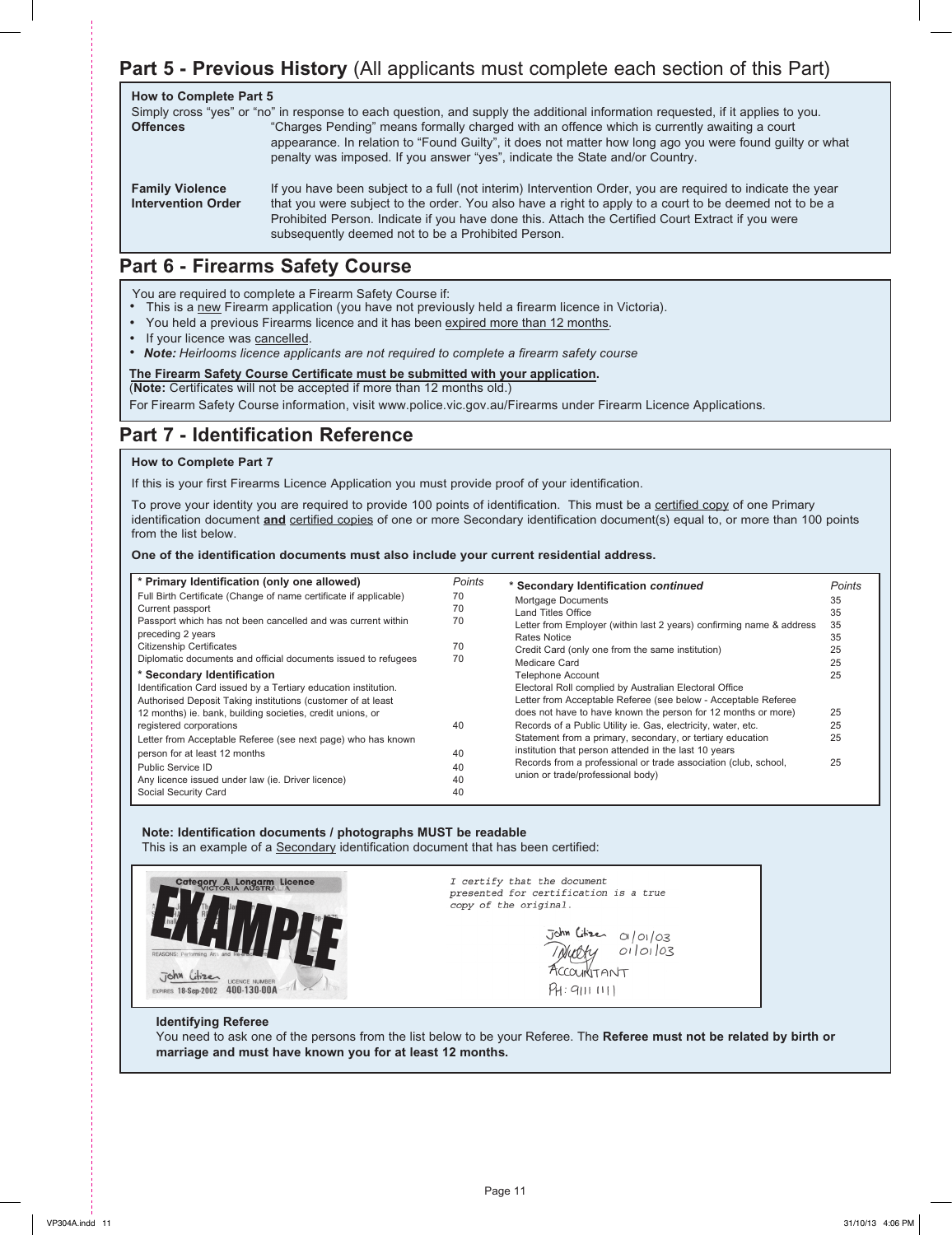## Part 5 - Previous History (All applicants must complete each section of this Part)

**How to Complete Part 5**

Simply cross "yes" or "no" in response to each question, and supply the additional information requested, if it applies to you.

**Offences** "Charges Pending" means formally charged with an offence which is currently awaiting a court appearance. In relation to "Found Guilty", it does not matter how long ago you were found guilty or what penalty was imposed. If you answer "yes", indicate the State and/or Country.

**Family Violence Intervention Order** If you have been subject to a full (not interim) Intervention Order, you are required to indicate the year that you were subject to the order. You also have a right to apply to a court to be deemed not to be a Prohibited Person. Indicate if you have done this. Attach the Certified Court Extract if you were subsequently deemed not to be a Prohibited Person.

## Part 6 - Firearms Safety Course

You are required to complete a Firearm Safety Course if:

- This is a new Firearm application (you have not previously held a firearm licence in Victoria).
- You held a previous Firearms licence and it has been expired more than 12 months.
- If your licence was cancelled.
- ***Note:*** *Heirlooms licence applicants are not required to complete a firearm safety course*

**The Firearm Safety Course Certificate must be submitted with your application.**

(**Note:** Certificates will not be accepted if more than 12 months old.)

For Firearm Safety Course information, visit www.police.vic.gov.au/Firearms under Firearm Licence Applications.

## Part 7 - Identification Reference

**How to Complete Part 7**

If this is your first Firearms Licence Application you must provide proof of your identification.

To prove your identity you are required to provide 100 points of identification. This must be a certified copy of one Primary identification document **and** certified copies of one or more Secondary identification document(s) equal to, or more than 100 points from the list below.

**One of the identification documents must also include your current residential address.**

| * Primary Identification (only one allowed) | Points |
|---|---|
| Full Birth Certificate (Change of name certificate if applicable) | 70 |
| Current passport | 70 |
| Passport which has not been cancelled and was current within preceding 2 years | 70 |
| Citizenship Certificates | 70 |
| Diplomatic documents and official documents issued to refugees | 70 |
| **\* Secondary Identification** | |
| Identification Card issued by a Tertiary education institution. | |
| Authorised Deposit Taking institutions (customer of at least 12 months) ie. bank, building societies, credit unions, or registered corporations | 40 |
| Letter from Acceptable Referee (see next page) who has known person for at least 12 months | 40 |
| Public Service ID | 40 |
| Any licence issued under law (ie. Driver licence) | 40 |
| Social Security Card | 40 |

| * Secondary Identification *continued* | Points |
|---|---|
| Mortgage Documents | 35 |
| Land Titles Office | 35 |
| Letter from Employer (within last 2 years) confirming name & address | 35 |
| Rates Notice | 35 |
| Credit Card (only one from the same institution) | 25 |
| Medicare Card | 25 |
| Telephone Account | 25 |
| Electoral Roll complied by Australian Electoral Office | |
| Letter from Acceptable Referee (see below - Acceptable Referee does not have to have known the person for 12 months or more) | 25 |
| Records of a Public Utility ie. Gas, electricity, water, etc. | 25 |
| Statement from a primary, secondary, or tertiary education institution that person attended in the last 10 years | 25 |
| Records from a professional or trade association (club, school, union or trade/professional body) | 25 |

**Note: Identification documents / photographs MUST be readable**

This is an example of a Secondary identification document that has been certified:

EXAMPLE — Category A Longarm Licence, VICTORIA AUSTRALIA. REASONS: Performing Arts and Re-enactments. EXPIRES 18-Sep-2002. LICENCE NUMBER 400-130-00A.

*I certify that the document presented for certification is a true copy of the original.*

John Citizen 01/01/03
01/01/03
ACCOUNTANT
PH: 9111 1111

**Identifying Referee**

You need to ask one of the persons from the list below to be your Referee. The **Referee must not be related by birth or marriage and must have known you for at least 12 months.**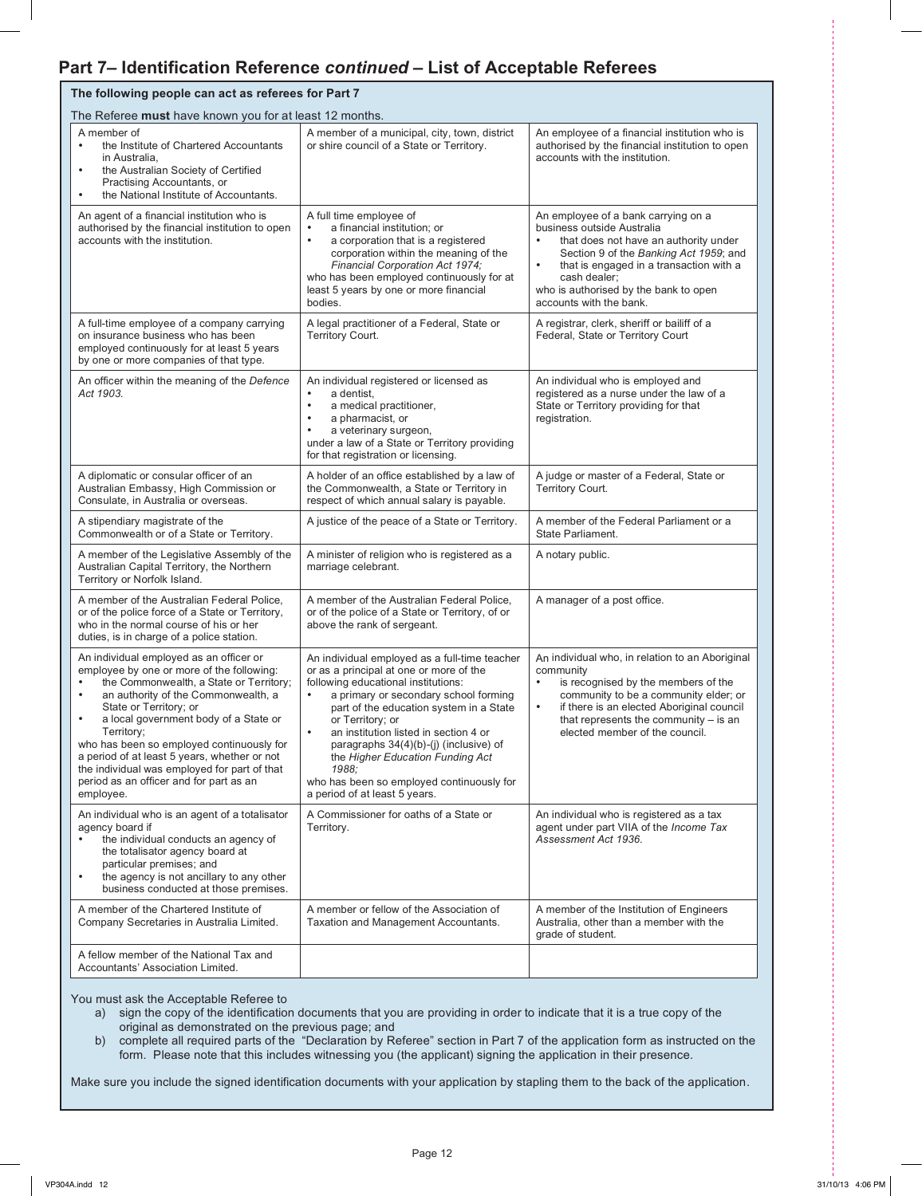## Part 7– Identification Reference *continued* – List of Acceptable Referees

**The following people can act as referees for Part 7**

The Referee **must** have known you for at least 12 months.

| | | |
|---|---|---|
| A member of<br>• the Institute of Chartered Accountants in Australia,<br>• the Australian Society of Certified Practising Accountants, or<br>• the National Institute of Accountants. | A member of a municipal, city, town, district or shire council of a State or Territory. | An employee of a financial institution who is authorised by the financial institution to open accounts with the institution. |
| An agent of a financial institution who is authorised by the financial institution to open accounts with the institution. | A full time employee of<br>• a financial institution; or<br>• a corporation that is a registered corporation within the meaning of the *Financial Corporation Act 1974;*<br>who has been employed continuously for at least 5 years by one or more financial bodies. | An employee of a bank carrying on a business outside Australia<br>• that does not have an authority under Section 9 of the *Banking Act 1959*; and<br>• that is engaged in a transaction with a cash dealer;<br>who is authorised by the bank to open accounts with the bank. |
| A full-time employee of a company carrying on insurance business who has been employed continuously for at least 5 years by one or more companies of that type. | A legal practitioner of a Federal, State or Territory Court. | A registrar, clerk, sheriff or bailiff of a Federal, State or Territory Court |
| An officer within the meaning of the *Defence Act 1903.* | An individual registered or licensed as<br>• a dentist,<br>• a medical practitioner,<br>• a pharmacist, or<br>• a veterinary surgeon,<br>under a law of a State or Territory providing for that registration or licensing. | An individual who is employed and registered as a nurse under the law of a State or Territory providing for that registration. |
| A diplomatic or consular officer of an Australian Embassy, High Commission or Consulate, in Australia or overseas. | A holder of an office established by a law of the Commonwealth, a State or Territory in respect of which annual salary is payable. | A judge or master of a Federal, State or Territory Court. |
| A stipendiary magistrate of the Commonwealth or of a State or Territory. | A justice of the peace of a State or Territory. | A member of the Federal Parliament or a State Parliament. |
| A member of the Legislative Assembly of the Australian Capital Territory, the Northern Territory or Norfolk Island. | A minister of religion who is registered as a marriage celebrant. | A notary public. |
| A member of the Australian Federal Police, or of the police force of a State or Territory, who in the normal course of his or her duties, is in charge of a police station. | A member of the Australian Federal Police, or of the police of a State or Territory, of or above the rank of sergeant. | A manager of a post office. |
| An individual employed as an officer or employee by one or more of the following:<br>• the Commonwealth, a State or Territory;<br>• an authority of the Commonwealth, a State or Territory; or<br>• a local government body of a State or Territory;<br>who has been so employed continuously for a period of at least 5 years, whether or not the individual was employed for part of that period as an officer and for part as an employee. | An individual employed as a full-time teacher or as a principal at one or more of the following educational institutions:<br>• a primary or secondary school forming part of the education system in a State or Territory; or<br>• an institution listed in section 4 or paragraphs 34(4)(b)-(j) (inclusive) of the *Higher Education Funding Act 1988;*<br>who has been so employed continuously for a period of at least 5 years. | An individual who, in relation to an Aboriginal community<br>• is recognised by the members of the community to be a community elder; or<br>• if there is an elected Aboriginal council that represents the community – is an elected member of the council. |
| An individual who is an agent of a totalisator agency board if<br>• the individual conducts an agency of the totalisator agency board at particular premises; and<br>• the agency is not ancillary to any other business conducted at those premises. | A Commissioner for oaths of a State or Territory. | An individual who is registered as a tax agent under part VIIA of the *Income Tax Assessment Act 1936.* |
| A member of the Chartered Institute of Company Secretaries in Australia Limited. | A member or fellow of the Association of Taxation and Management Accountants. | A member of the Institution of Engineers Australia, other than a member with the grade of student. |
| A fellow member of the National Tax and Accountants' Association Limited. | | |

You must ask the Acceptable Referee to

a) sign the copy of the identification documents that you are providing in order to indicate that it is a true copy of the original as demonstrated on the previous page; and

b) complete all required parts of the "Declaration by Referee" section in Part 7 of the application form as instructed on the form. Please note that this includes witnessing you (the applicant) signing the application in their presence.

Make sure you include the signed identification documents with your application by stapling them to the back of the application.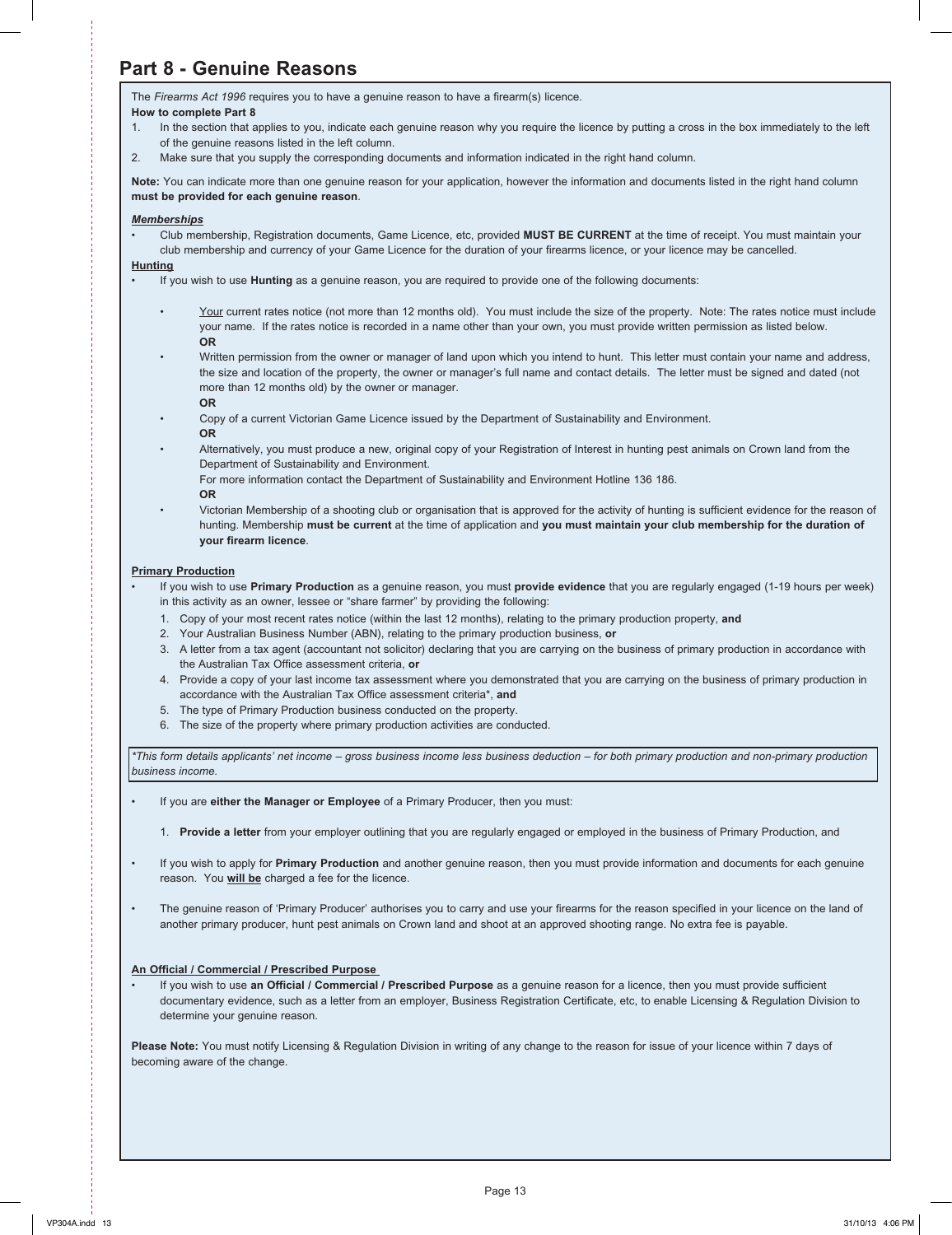## Part 8 - Genuine Reasons

The *Firearms Act 1996* requires you to have a genuine reason to have a firearm(s) licence.

**How to complete Part 8**

1. In the section that applies to you, indicate each genuine reason why you require the licence by putting a cross in the box immediately to the left of the genuine reasons listed in the left column.
2. Make sure that you supply the corresponding documents and information indicated in the right hand column.

**Note:** You can indicate more than one genuine reason for your application, however the information and documents listed in the right hand column **must be provided for each genuine reason**.

***Memberships***

- Club membership, Registration documents, Game Licence, etc, provided **MUST BE CURRENT** at the time of receipt. You must maintain your club membership and currency of your Game Licence for the duration of your firearms licence, or your licence may be cancelled.

**Hunting**

- If you wish to use **Hunting** as a genuine reason, you are required to provide one of the following documents:
  - Your current rates notice (not more than 12 months old). You must include the size of the property. Note: The rates notice must include your name. If the rates notice is recorded in a name other than your own, you must provide written permission as listed below.
    **OR**
  - Written permission from the owner or manager of land upon which you intend to hunt. This letter must contain your name and address, the size and location of the property, the owner or manager's full name and contact details. The letter must be signed and dated (not more than 12 months old) by the owner or manager.
    **OR**
  - Copy of a current Victorian Game Licence issued by the Department of Sustainability and Environment.
    **OR**
  - Alternatively, you must produce a new, original copy of your Registration of Interest in hunting pest animals on Crown land from the Department of Sustainability and Environment.
    For more information contact the Department of Sustainability and Environment Hotline 136 186.
    **OR**
  - Victorian Membership of a shooting club or organisation that is approved for the activity of hunting is sufficient evidence for the reason of hunting. Membership **must be current** at the time of application and **you must maintain your club membership for the duration of your firearm licence**.

**Primary Production**

- If you wish to use **Primary Production** as a genuine reason, you must **provide evidence** that you are regularly engaged (1-19 hours per week) in this activity as an owner, lessee or "share farmer" by providing the following:
  1. Copy of your most recent rates notice (within the last 12 months), relating to the primary production property, **and**
  2. Your Australian Business Number (ABN), relating to the primary production business, **or**
  3. A letter from a tax agent (accountant not solicitor) declaring that you are carrying on the business of primary production in accordance with the Australian Tax Office assessment criteria, **or**
  4. Provide a copy of your last income tax assessment where you demonstrated that you are carrying on the business of primary production in accordance with the Australian Tax Office assessment criteria*, **and**
  5. The type of Primary Production business conducted on the property.
  6. The size of the property where primary production activities are conducted.

*\*This form details applicants' net income – gross business income less business deduction – for both primary production and non-primary production business income.*

- If you are **either the Manager or Employee** of a Primary Producer, then you must:
  1. **Provide a letter** from your employer outlining that you are regularly engaged or employed in the business of Primary Production, and
- If you wish to apply for **Primary Production** and another genuine reason, then you must provide information and documents for each genuine reason. You ***will be*** charged a fee for the licence.
- The genuine reason of 'Primary Producer' authorises you to carry and use your firearms for the reason specified in your licence on the land of another primary producer, hunt pest animals on Crown land and shoot at an approved shooting range. No extra fee is payable.

**An Official / Commercial / Prescribed Purpose**

- If you wish to use **an Official / Commercial / Prescribed Purpose** as a genuine reason for a licence, then you must provide sufficient documentary evidence, such as a letter from an employer, Business Registration Certificate, etc, to enable Licensing & Regulation Division to determine your genuine reason.

**Please Note:** You must notify Licensing & Regulation Division in writing of any change to the reason for issue of your licence within 7 days of becoming aware of the change.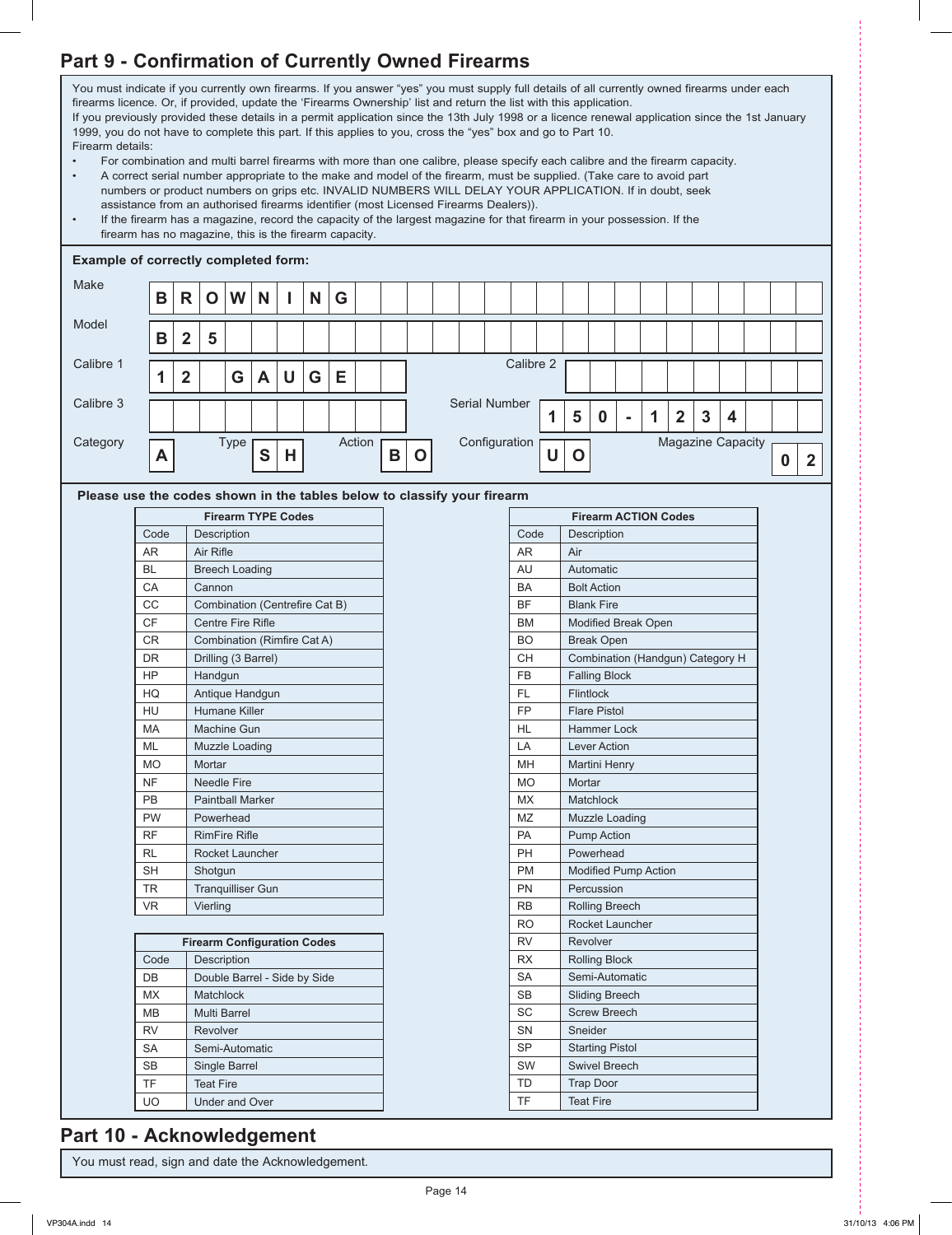## Part 9 - Confirmation of Currently Owned Firearms

You must indicate if you currently own firearms. If you answer "yes" you must supply full details of all currently owned firearms under each firearms licence. Or, if provided, update the 'Firearms Ownership' list and return the list with this application.
If you previously provided these details in a permit application since the 13th July 1998 or a licence renewal application since the 1st January 1999, you do not have to complete this part. If this applies to you, cross the "yes" box and go to Part 10.
Firearm details:

- For combination and multi barrel firearms with more than one calibre, please specify each calibre and the firearm capacity.
- A correct serial number appropriate to the make and model of the firearm, must be supplied. (Take care to avoid part numbers or product numbers on grips etc. INVALID NUMBERS WILL DELAY YOUR APPLICATION. If in doubt, seek assistance from an authorised firearms identifier (most Licensed Firearms Dealers)).
- If the firearm has a magazine, record the capacity of the largest magazine for that firearm in your possession. If the firearm has no magazine, this is the firearm capacity.

**Example of correctly completed form:**

Make: BROWNING

Model: B25

Calibre 1: 12 GAUGE

Calibre 2:

Calibre 3:

Serial Number: 150-1234

Category: A

Type: SH

Action: BO

Configuration: UO

Magazine Capacity: 02

**Please use the codes shown in the tables below to classify your firearm**

| Firearm TYPE Codes | |
|---|---|
| Code | Description |
| AR | Air Rifle |
| BL | Breech Loading |
| CA | Cannon |
| CC | Combination (Centrefire Cat B) |
| CF | Centre Fire Rifle |
| CR | Combination (Rimfire Cat A) |
| DR | Drilling (3 Barrel) |
| HP | Handgun |
| HQ | Antique Handgun |
| HU | Humane Killer |
| MA | Machine Gun |
| ML | Muzzle Loading |
| MO | Mortar |
| NF | Needle Fire |
| PB | Paintball Marker |
| PW | Powerhead |
| RF | RimFire Rifle |
| RL | Rocket Launcher |
| SH | Shotgun |
| TR | Tranquilliser Gun |
| VR | Vierling |

| Firearm Configuration Codes | |
|---|---|
| Code | Description |
| DB | Double Barrel - Side by Side |
| MX | Matchlock |
| MB | Multi Barrel |
| RV | Revolver |
| SA | Semi-Automatic |
| SB | Single Barrel |
| TF | Teat Fire |
| UO | Under and Over |

| Firearm ACTION Codes | |
|---|---|
| Code | Description |
| AR | Air |
| AU | Automatic |
| BA | Bolt Action |
| BF | Blank Fire |
| BM | Modified Break Open |
| BO | Break Open |
| CH | Combination (Handgun) Category H |
| FB | Falling Block |
| FL | Flintlock |
| FP | Flare Pistol |
| HL | Hammer Lock |
| LA | Lever Action |
| MH | Martini Henry |
| MO | Mortar |
| MX | Matchlock |
| MZ | Muzzle Loading |
| PA | Pump Action |
| PH | Powerhead |
| PM | Modified Pump Action |
| PN | Percussion |
| RB | Rolling Breech |
| RO | Rocket Launcher |
| RV | Revolver |
| RX | Rolling Block |
| SA | Semi-Automatic |
| SB | Sliding Breech |
| SC | Screw Breech |
| SN | Sneider |
| SP | Starting Pistol |
| SW | Swivel Breech |
| TD | Trap Door |
| TF | Teat Fire |

## Part 10 - Acknowledgement

You must read, sign and date the Acknowledgement.